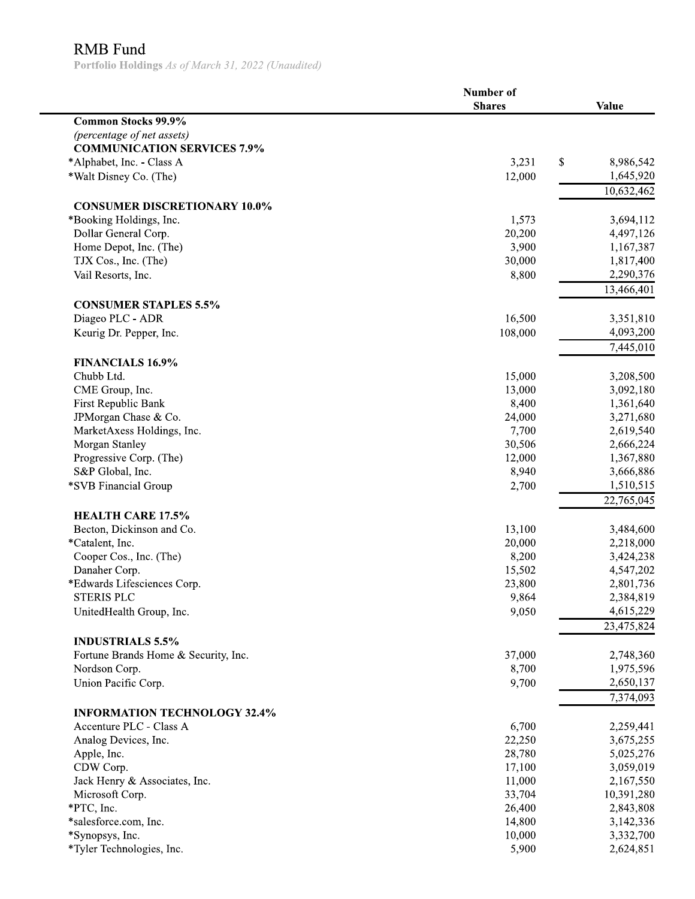# RMB Fund

**Portfolio Holdings** *As of March 31, 2022 (Unaudited)*

| | Number of Shares | Value |
|---|---|---|
| **Common Stocks 99.9%** | | |
| *(percentage of net assets)* | | |
| **COMMUNICATION SERVICES 7.9%** | | |
| *Alphabet, Inc. - Class A | 3,231 | $ 8,986,542 |
| *Walt Disney Co. (The) | 12,000 | 1,645,920 |
| | | 10,632,462 |
| **CONSUMER DISCRETIONARY 10.0%** | | |
| *Booking Holdings, Inc. | 1,573 | 3,694,112 |
| Dollar General Corp. | 20,200 | 4,497,126 |
| Home Depot, Inc. (The) | 3,900 | 1,167,387 |
| TJX Cos., Inc. (The) | 30,000 | 1,817,400 |
| Vail Resorts, Inc. | 8,800 | 2,290,376 |
| | | 13,466,401 |
| **CONSUMER STAPLES 5.5%** | | |
| Diageo PLC - ADR | 16,500 | 3,351,810 |
| Keurig Dr. Pepper, Inc. | 108,000 | 4,093,200 |
| | | 7,445,010 |
| **FINANCIALS 16.9%** | | |
| Chubb Ltd. | 15,000 | 3,208,500 |
| CME Group, Inc. | 13,000 | 3,092,180 |
| First Republic Bank | 8,400 | 1,361,640 |
| JPMorgan Chase & Co. | 24,000 | 3,271,680 |
| MarketAxess Holdings, Inc. | 7,700 | 2,619,540 |
| Morgan Stanley | 30,506 | 2,666,224 |
| Progressive Corp. (The) | 12,000 | 1,367,880 |
| S&P Global, Inc. | 8,940 | 3,666,886 |
| *SVB Financial Group | 2,700 | 1,510,515 |
| | | 22,765,045 |
| **HEALTH CARE 17.5%** | | |
| Becton, Dickinson and Co. | 13,100 | 3,484,600 |
| *Catalent, Inc. | 20,000 | 2,218,000 |
| Cooper Cos., Inc. (The) | 8,200 | 3,424,238 |
| Danaher Corp. | 15,502 | 4,547,202 |
| *Edwards Lifesciences Corp. | 23,800 | 2,801,736 |
| STERIS PLC | 9,864 | 2,384,819 |
| UnitedHealth Group, Inc. | 9,050 | 4,615,229 |
| | | 23,475,824 |
| **INDUSTRIALS 5.5%** | | |
| Fortune Brands Home & Security, Inc. | 37,000 | 2,748,360 |
| Nordson Corp. | 8,700 | 1,975,596 |
| Union Pacific Corp. | 9,700 | 2,650,137 |
| | | 7,374,093 |
| **INFORMATION TECHNOLOGY 32.4%** | | |
| Accenture PLC - Class A | 6,700 | 2,259,441 |
| Analog Devices, Inc. | 22,250 | 3,675,255 |
| Apple, Inc. | 28,780 | 5,025,276 |
| CDW Corp. | 17,100 | 3,059,019 |
| Jack Henry & Associates, Inc. | 11,000 | 2,167,550 |
| Microsoft Corp. | 33,704 | 10,391,280 |
| *PTC, Inc. | 26,400 | 2,843,808 |
| *salesforce.com, Inc. | 14,800 | 3,142,336 |
| *Synopsys, Inc. | 10,000 | 3,332,700 |
| *Tyler Technologies, Inc. | 5,900 | 2,624,851 |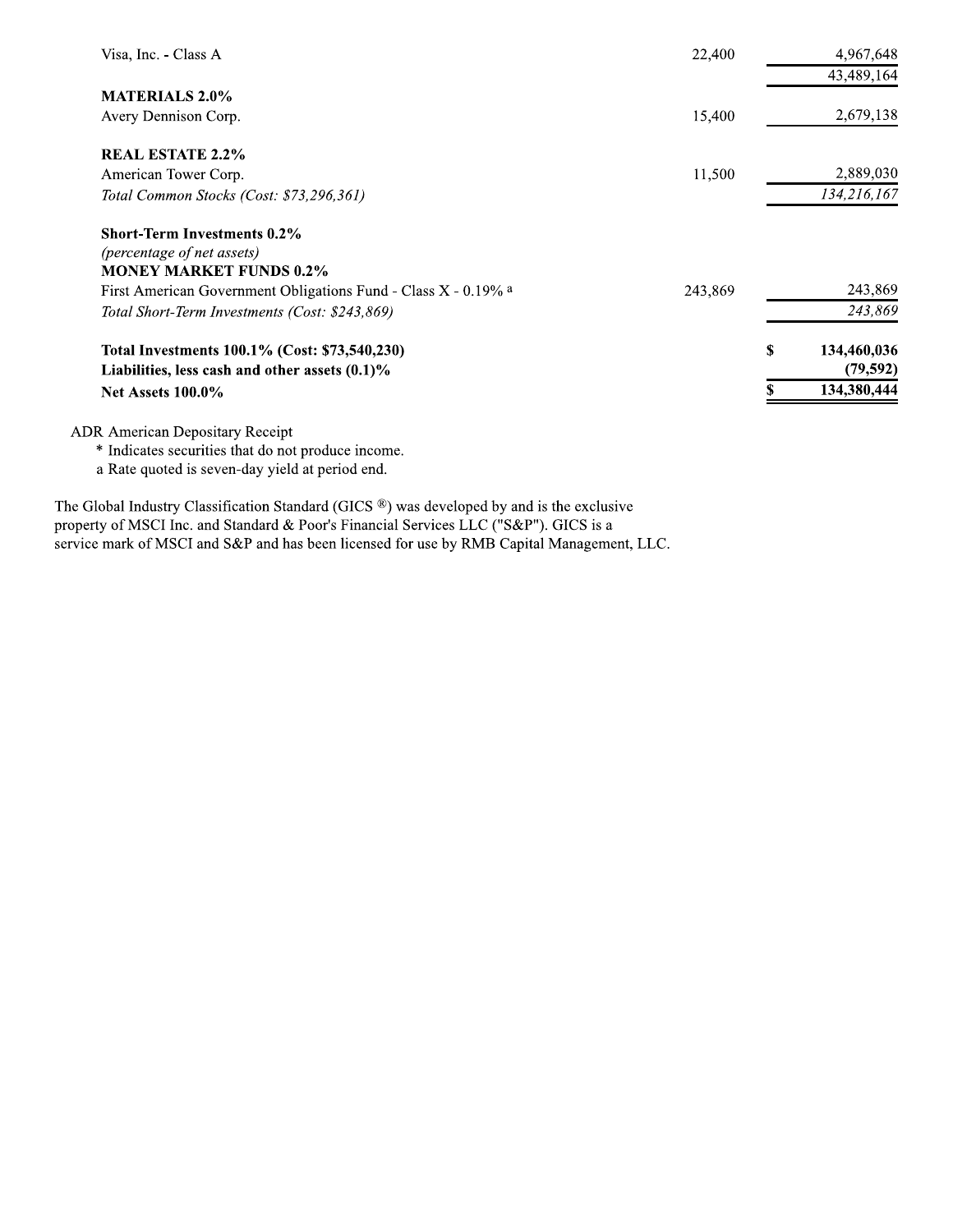| | Shares | Value |
|---|---|---|
| Visa, Inc. - Class A | 22,400 | 4,967,648 |
| | | 43,489,164 |
| **MATERIALS 2.0%** | | |
| Avery Dennison Corp. | 15,400 | 2,679,138 |
| **REAL ESTATE 2.2%** | | |
| American Tower Corp. | 11,500 | 2,889,030 |
| *Total Common Stocks (Cost: $73,296,361)* | | *134,216,167* |
| **Short-Term Investments 0.2%** | | |
| *(percentage of net assets)* | | |
| **MONEY MARKET FUNDS 0.2%** | | |
| First American Government Obligations Fund - Class X - 0.19% [a] | 243,869 | 243,869 |
| *Total Short-Term Investments (Cost: $243,869)* | | *243,869* |
| **Total Investments 100.1% (Cost: $73,540,230)** | | **$ 134,460,036** |
| **Liabilities, less cash and other assets (0.1)%** | | **(79,592)** |
| **Net Assets 100.0%** | | **$ 134,380,444** |

ADR American Depositary Receipt
\* Indicates securities that do not produce income.
a Rate quoted is seven-day yield at period end.

The Global Industry Classification Standard (GICS ®) was developed by and is the exclusive property of MSCI Inc. and Standard & Poor's Financial Services LLC ("S&P"). GICS is a service mark of MSCI and S&P and has been licensed for use by RMB Capital Management, LLC.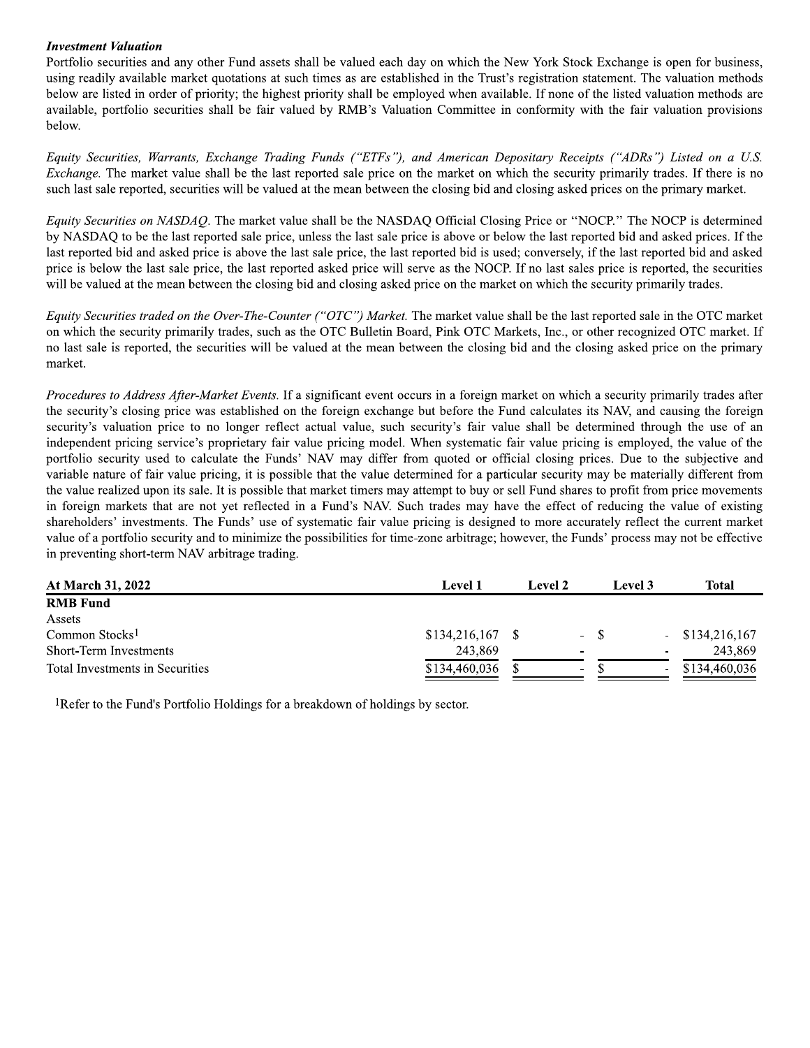***Investment Valuation***

Portfolio securities and any other Fund assets shall be valued each day on which the New York Stock Exchange is open for business, using readily available market quotations at such times as are established in the Trust's registration statement. The valuation methods below are listed in order of priority; the highest priority shall be employed when available. If none of the listed valuation methods are available, portfolio securities shall be fair valued by RMB's Valuation Committee in conformity with the fair valuation provisions below.

*Equity Securities, Warrants, Exchange Trading Funds ("ETFs"), and American Depositary Receipts ("ADRs") Listed on a U.S. Exchange.* The market value shall be the last reported sale price on the market on which the security primarily trades. If there is no such last sale reported, securities will be valued at the mean between the closing bid and closing asked prices on the primary market.

*Equity Securities on NASDAQ.* The market value shall be the NASDAQ Official Closing Price or "NOCP." The NOCP is determined by NASDAQ to be the last reported sale price, unless the last sale price is above or below the last reported bid and asked prices. If the last reported bid and asked price is above the last sale price, the last reported bid is used; conversely, if the last reported bid and asked price is below the last sale price, the last reported asked price will serve as the NOCP. If no last sales price is reported, the securities will be valued at the mean between the closing bid and closing asked price on the market on which the security primarily trades.

*Equity Securities traded on the Over-The-Counter ("OTC") Market.* The market value shall be the last reported sale in the OTC market on which the security primarily trades, such as the OTC Bulletin Board, Pink OTC Markets, Inc., or other recognized OTC market. If no last sale is reported, the securities will be valued at the mean between the closing bid and the closing asked price on the primary market.

*Procedures to Address After-Market Events.* If a significant event occurs in a foreign market on which a security primarily trades after the security's closing price was established on the foreign exchange but before the Fund calculates its NAV, and causing the foreign security's valuation price to no longer reflect actual value, such security's fair value shall be determined through the use of an independent pricing service's proprietary fair value pricing model. When systematic fair value pricing is employed, the value of the portfolio security used to calculate the Funds' NAV may differ from quoted or official closing prices. Due to the subjective and variable nature of fair value pricing, it is possible that the value determined for a particular security may be materially different from the value realized upon its sale. It is possible that market timers may attempt to buy or sell Fund shares to profit from price movements in foreign markets that are not yet reflected in a Fund's NAV. Such trades may have the effect of reducing the value of existing shareholders' investments. The Funds' use of systematic fair value pricing is designed to more accurately reflect the current market value of a portfolio security and to minimize the possibilities for time-zone arbitrage; however, the Funds' process may not be effective in preventing short-term NAV arbitrage trading.

| At March 31, 2022 | Level 1 | Level 2 | Level 3 | Total |
|---|---|---|---|---|
| **RMB Fund** | | | | |
| Assets | | | | |
| Common Stocks[1] | $134,216,167 | $ - | $ - | $134,216,167 |
| Short-Term Investments | 243,869 | - | - | 243,869 |
| Total Investments in Securities | $134,460,036 | $ - | $ - | $134,460,036 |

[1]Refer to the Fund's Portfolio Holdings for a breakdown of holdings by sector.